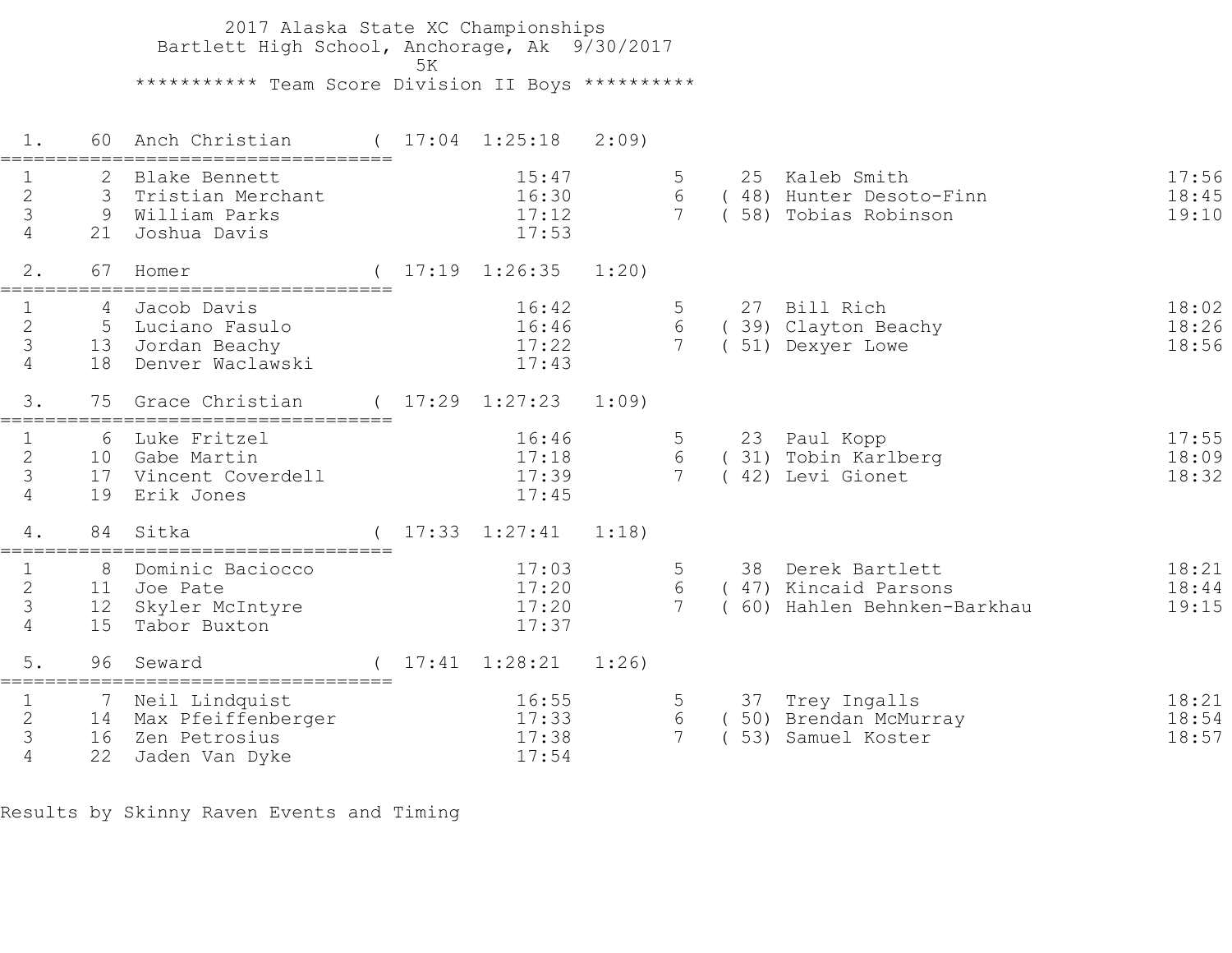# 2017 Alaska State XC Championships

Bartlett High School, Anchorage, Ak 9/30/2017

5K

## *********** Team Score Division II Boys **********

### 1. 60 Anch Christian ( 17:04 1:25:18 2:09)

| # | Place | Name | Time | # | Place | Name | Time |
|---|---|---|---|---|---|---|---|
| 1 | 2 | Blake Bennett | 15:47 | 5 | 25 | Kaleb Smith | 17:56 |
| 2 | 3 | Tristian Merchant | 16:30 | 6 | (48) | Hunter Desoto-Finn | 18:45 |
| 3 | 9 | William Parks | 17:12 | 7 | (58) | Tobias Robinson | 19:10 |
| 4 | 21 | Joshua Davis | 17:53 | | | | |

### 2. 67 Homer ( 17:19 1:26:35 1:20)

| # | Place | Name | Time | # | Place | Name | Time |
|---|---|---|---|---|---|---|---|
| 1 | 4 | Jacob Davis | 16:42 | 5 | 27 | Bill Rich | 18:02 |
| 2 | 5 | Luciano Fasulo | 16:46 | 6 | (39) | Clayton Beachy | 18:26 |
| 3 | 13 | Jordan Beachy | 17:22 | 7 | (51) | Dexyer Lowe | 18:56 |
| 4 | 18 | Denver Waclawski | 17:43 | | | | |

### 3. 75 Grace Christian ( 17:29 1:27:23 1:09)

| # | Place | Name | Time | # | Place | Name | Time |
|---|---|---|---|---|---|---|---|
| 1 | 6 | Luke Fritzel | 16:46 | 5 | 23 | Paul Kopp | 17:55 |
| 2 | 10 | Gabe Martin | 17:18 | 6 | (31) | Tobin Karlberg | 18:09 |
| 3 | 17 | Vincent Coverdell | 17:39 | 7 | (42) | Levi Gionet | 18:32 |
| 4 | 19 | Erik Jones | 17:45 | | | | |

### 4. 84 Sitka ( 17:33 1:27:41 1:18)

| # | Place | Name | Time | # | Place | Name | Time |
|---|---|---|---|---|---|---|---|
| 1 | 8 | Dominic Baciocco | 17:03 | 5 | 38 | Derek Bartlett | 18:21 |
| 2 | 11 | Joe Pate | 17:20 | 6 | (47) | Kincaid Parsons | 18:44 |
| 3 | 12 | Skyler McIntyre | 17:20 | 7 | (60) | Hahlen Behnken-Barkhau | 19:15 |
| 4 | 15 | Tabor Buxton | 17:37 | | | | |

### 5. 96 Seward ( 17:41 1:28:21 1:26)

| # | Place | Name | Time | # | Place | Name | Time |
|---|---|---|---|---|---|---|---|
| 1 | 7 | Neil Lindquist | 16:55 | 5 | 37 | Trey Ingalls | 18:21 |
| 2 | 14 | Max Pfeiffenberger | 17:33 | 6 | (50) | Brendan McMurray | 18:54 |
| 3 | 16 | Zen Petrosius | 17:38 | 7 | (53) | Samuel Koster | 18:57 |
| 4 | 22 | Jaden Van Dyke | 17:54 | | | | |

Results by Skinny Raven Events and Timing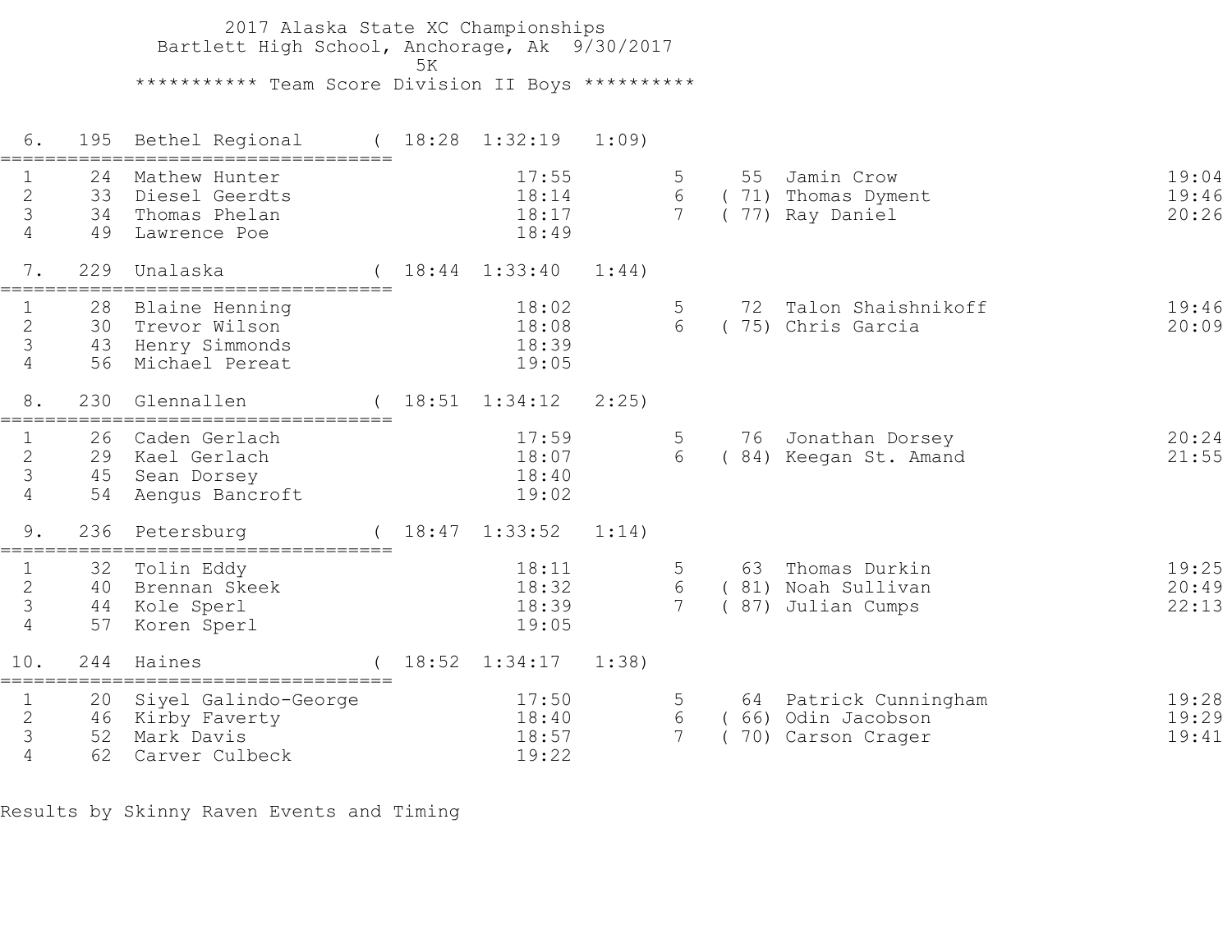2017 Alaska State XC Championships
Bartlett High School, Anchorage, Ak 9/30/2017
5K

*********** Team Score Division II Boys **********

6. 195 Bethel Regional ( 18:28 1:32:19 1:09)

| # | Place | Name | Time | # | Place | Name | Time |
|---|---|---|---|---|---|---|---|
| 1 | 24 | Mathew Hunter | 17:55 | 5 | 55 | Jamin Crow | 19:04 |
| 2 | 33 | Diesel Geerdts | 18:14 | 6 | ( 71) | Thomas Dyment | 19:46 |
| 3 | 34 | Thomas Phelan | 18:17 | 7 | ( 77) | Ray Daniel | 20:26 |
| 4 | 49 | Lawrence Poe | 18:49 | | | | |

7. 229 Unalaska ( 18:44 1:33:40 1:44)

| # | Place | Name | Time | # | Place | Name | Time |
|---|---|---|---|---|---|---|---|
| 1 | 28 | Blaine Henning | 18:02 | 5 | 72 | Talon Shaishnikoff | 19:46 |
| 2 | 30 | Trevor Wilson | 18:08 | 6 | ( 75) | Chris Garcia | 20:09 |
| 3 | 43 | Henry Simmonds | 18:39 | | | | |
| 4 | 56 | Michael Pereat | 19:05 | | | | |

8. 230 Glennallen ( 18:51 1:34:12 2:25)

| # | Place | Name | Time | # | Place | Name | Time |
|---|---|---|---|---|---|---|---|
| 1 | 26 | Caden Gerlach | 17:59 | 5 | 76 | Jonathan Dorsey | 20:24 |
| 2 | 29 | Kael Gerlach | 18:07 | 6 | ( 84) | Keegan St. Amand | 21:55 |
| 3 | 45 | Sean Dorsey | 18:40 | | | | |
| 4 | 54 | Aengus Bancroft | 19:02 | | | | |

9. 236 Petersburg ( 18:47 1:33:52 1:14)

| # | Place | Name | Time | # | Place | Name | Time |
|---|---|---|---|---|---|---|---|
| 1 | 32 | Tolin Eddy | 18:11 | 5 | 63 | Thomas Durkin | 19:25 |
| 2 | 40 | Brennan Skeek | 18:32 | 6 | ( 81) | Noah Sullivan | 20:49 |
| 3 | 44 | Kole Sperl | 18:39 | 7 | ( 87) | Julian Cumps | 22:13 |
| 4 | 57 | Koren Sperl | 19:05 | | | | |

10. 244 Haines ( 18:52 1:34:17 1:38)

| # | Place | Name | Time | # | Place | Name | Time |
|---|---|---|---|---|---|---|---|
| 1 | 20 | Siyel Galindo-George | 17:50 | 5 | 64 | Patrick Cunningham | 19:28 |
| 2 | 46 | Kirby Faverty | 18:40 | 6 | ( 66) | Odin Jacobson | 19:29 |
| 3 | 52 | Mark Davis | 18:57 | 7 | ( 70) | Carson Crager | 19:41 |
| 4 | 62 | Carver Culbeck | 19:22 | | | | |

Results by Skinny Raven Events and Timing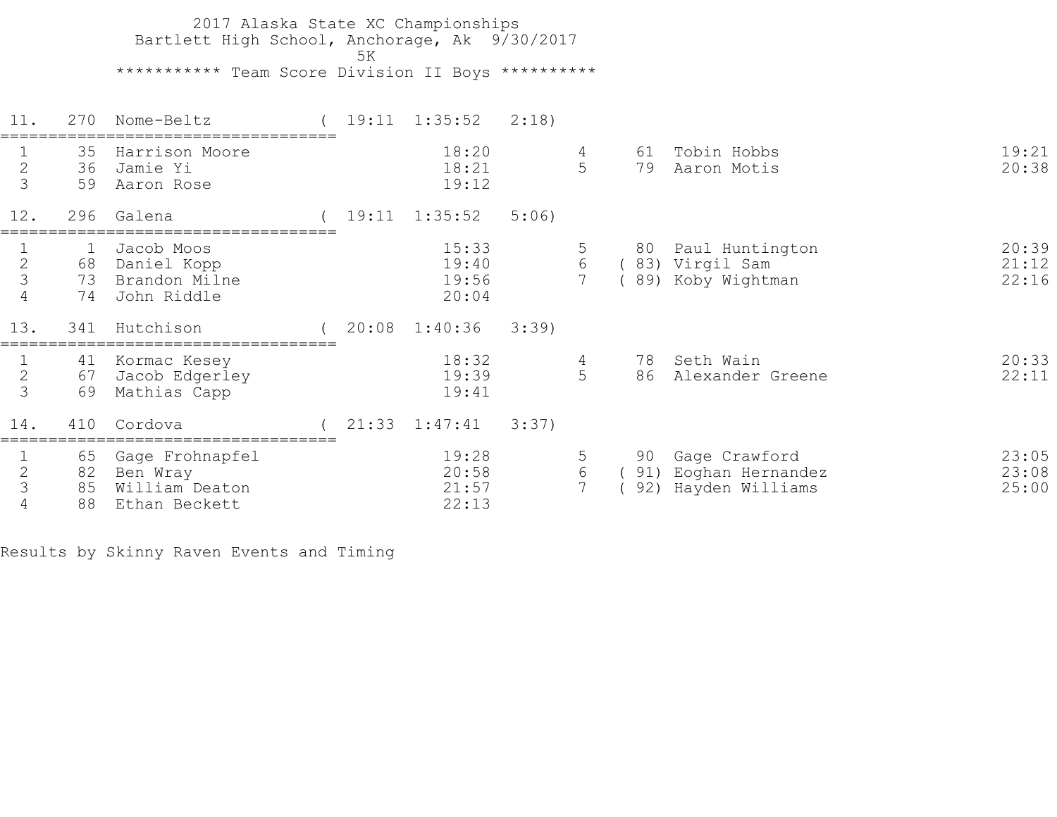2017 Alaska State XC Championships
Bartlett High School, Anchorage, Ak 9/30/2017
5K

*********** Team Score Division II Boys **********

**11. 270 Nome-Beltz ( 19:11 1:35:52 2:18)**

| | | | | | | | |
|---|---|---|---|---|---|---|---|
| 1 | 35 | Harrison Moore | 18:20 | 4 | 61 | Tobin Hobbs | 19:21 |
| 2 | 36 | Jamie Yi | 18:21 | 5 | 79 | Aaron Motis | 20:38 |
| 3 | 59 | Aaron Rose | 19:12 | | | | |

**12. 296 Galena ( 19:11 1:35:52 5:06)**

| | | | | | | | |
|---|---|---|---|---|---|---|---|
| 1 | 1 | Jacob Moos | 15:33 | 5 | 80 | Paul Huntington | 20:39 |
| 2 | 68 | Daniel Kopp | 19:40 | 6 | ( 83) | Virgil Sam | 21:12 |
| 3 | 73 | Brandon Milne | 19:56 | 7 | ( 89) | Koby Wightman | 22:16 |
| 4 | 74 | John Riddle | 20:04 | | | | |

**13. 341 Hutchison ( 20:08 1:40:36 3:39)**

| | | | | | | | |
|---|---|---|---|---|---|---|---|
| 1 | 41 | Kormac Kesey | 18:32 | 4 | 78 | Seth Wain | 20:33 |
| 2 | 67 | Jacob Edgerley | 19:39 | 5 | 86 | Alexander Greene | 22:11 |
| 3 | 69 | Mathias Capp | 19:41 | | | | |

**14. 410 Cordova ( 21:33 1:47:41 3:37)**

| | | | | | | | |
|---|---|---|---|---|---|---|---|
| 1 | 65 | Gage Frohnapfel | 19:28 | 5 | 90 | Gage Crawford | 23:05 |
| 2 | 82 | Ben Wray | 20:58 | 6 | ( 91) | Eoghan Hernandez | 23:08 |
| 3 | 85 | William Deaton | 21:57 | 7 | ( 92) | Hayden Williams | 25:00 |
| 4 | 88 | Ethan Beckett | 22:13 | | | | |

Results by Skinny Raven Events and Timing